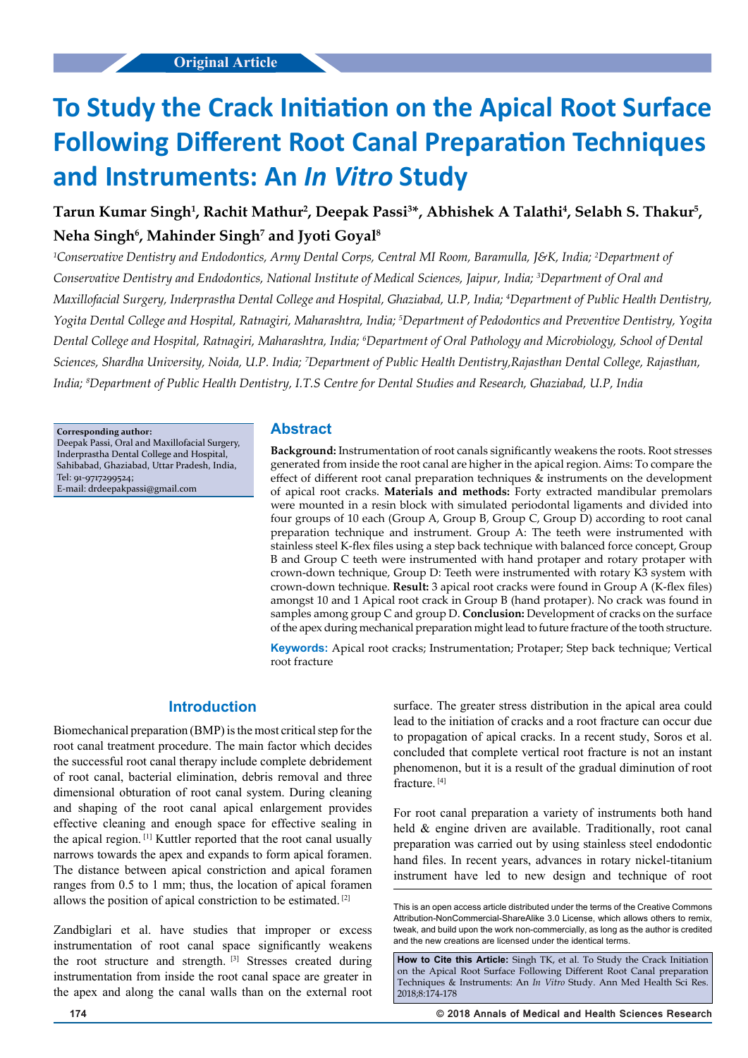Original Article

# To Study the Crack Initiation on the Apical Root Surface Following Different Root Canal Preparation Techniques and Instruments: An *In Vitro* Study

**Tarun Kumar Singh[1], Rachit Mathur[2], Deepak Passi[3]*, Abhishek A Talathi[4], Selabh S. Thakur[5], Neha Singh[6], Mahinder Singh[7] and Jyoti Goyal[8]**

*[1]Conservative Dentistry and Endodontics, Army Dental Corps, Central MI Room, Baramulla, J&K, India; [2]Department of Conservative Dentistry and Endodontics, National Institute of Medical Sciences, Jaipur, India; [3]Department of Oral and Maxillofacial Surgery, Inderprastha Dental College and Hospital, Ghaziabad, U.P, India; [4]Department of Public Health Dentistry, Yogita Dental College and Hospital, Ratnagiri, Maharashtra, India; [5]Department of Pedodontics and Preventive Dentistry, Yogita Dental College and Hospital, Ratnagiri, Maharashtra, India; [6]Department of Oral Pathology and Microbiology, School of Dental Sciences, Shardha University, Noida, U.P. India; [7]Department of Public Health Dentistry,Rajasthan Dental College, Rajasthan, India; [8]Department of Public Health Dentistry, I.T.S Centre for Dental Studies and Research, Ghaziabad, U.P, India*

**Corresponding author:**
Deepak Passi, Oral and Maxillofacial Surgery, Inderprastha Dental College and Hospital, Sahibabad, Ghaziabad, Uttar Pradesh, India, Tel: 91-9717299524;
E-mail: drdeepakpassi@gmail.com

## Abstract

**Background:** Instrumentation of root canals significantly weakens the roots. Root stresses generated from inside the root canal are higher in the apical region. Aims: To compare the effect of different root canal preparation techniques & instruments on the development of apical root cracks. **Materials and methods:** Forty extracted mandibular premolars were mounted in a resin block with simulated periodontal ligaments and divided into four groups of 10 each (Group A, Group B, Group C, Group D) according to root canal preparation technique and instrument. Group A: The teeth were instrumented with stainless steel K-flex files using a step back technique with balanced force concept, Group B and Group C teeth were instrumented with hand protaper and rotary protaper with crown-down technique, Group D: Teeth were instrumented with rotary K3 system with crown-down technique. **Result:** 3 apical root cracks were found in Group A (K-flex files) amongst 10 and 1 Apical root crack in Group B (hand protaper). No crack was found in samples among group C and group D. **Conclusion:** Development of cracks on the surface of the apex during mechanical preparation might lead to future fracture of the tooth structure.

**Keywords:** Apical root cracks; Instrumentation; Protaper; Step back technique; Vertical root fracture

## Introduction

Biomechanical preparation (BMP) is the most critical step for the root canal treatment procedure. The main factor which decides the successful root canal therapy include complete debridement of root canal, bacterial elimination, debris removal and three dimensional obturation of root canal system. During cleaning and shaping of the root canal apical enlargement provides effective cleaning and enough space for effective sealing in the apical region. [1] Kuttler reported that the root canal usually narrows towards the apex and expands to form apical foramen. The distance between apical constriction and apical foramen ranges from 0.5 to 1 mm; thus, the location of apical foramen allows the position of apical constriction to be estimated. [2]

Zandbiglari et al. have studies that improper or excess instrumentation of root canal space significantly weakens the root structure and strength. [3] Stresses created during instrumentation from inside the root canal space are greater in the apex and along the canal walls than on the external root surface. The greater stress distribution in the apical area could lead to the initiation of cracks and a root fracture can occur due to propagation of apical cracks. In a recent study, Soros et al. concluded that complete vertical root fracture is not an instant phenomenon, but it is a result of the gradual diminution of root fracture. [4]

For root canal preparation a variety of instruments both hand held & engine driven are available. Traditionally, root canal preparation was carried out by using stainless steel endodontic hand files. In recent years, advances in rotary nickel-titanium instrument have led to new design and technique of root

This is an open access article distributed under the terms of the Creative Commons Attribution-NonCommercial-ShareAlike 3.0 License, which allows others to remix, tweak, and build upon the work non-commercially, as long as the author is credited and the new creations are licensed under the identical terms.

**How to Cite this Article:** Singh TK, et al. To Study the Crack Initiation on the Apical Root Surface Following Different Root Canal preparation Techniques & Instruments: An *In Vitro* Study. Ann Med Health Sci Res. 2018;8:174-178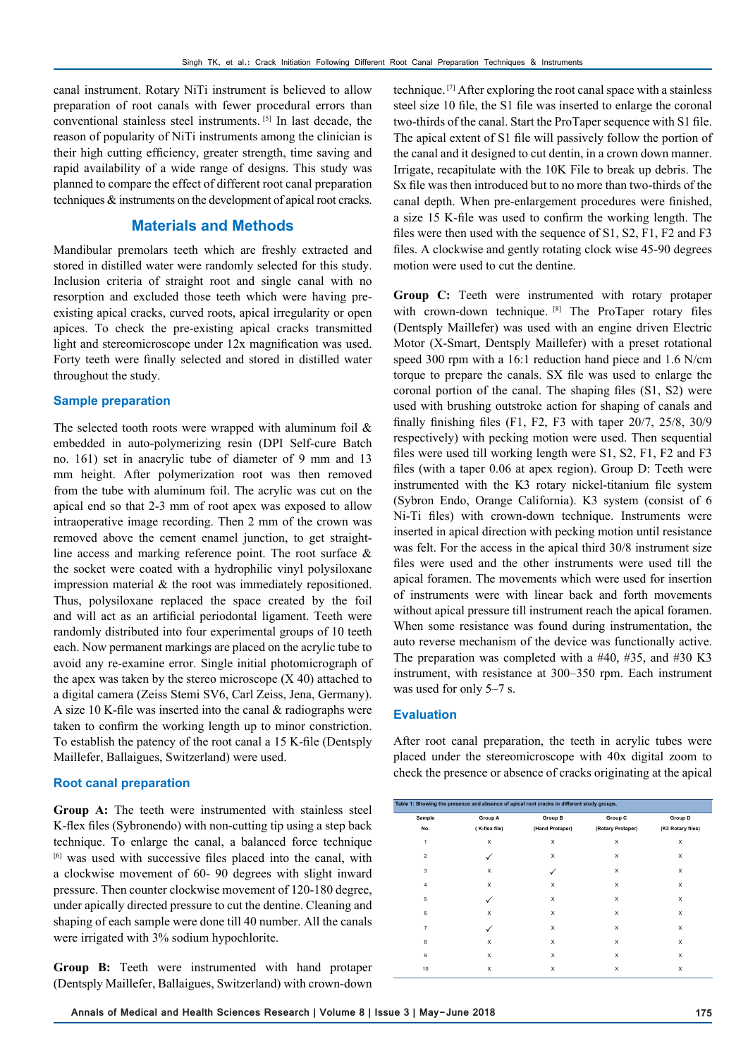canal instrument. Rotary NiTi instrument is believed to allow preparation of root canals with fewer procedural errors than conventional stainless steel instruments. [5] In last decade, the reason of popularity of NiTi instruments among the clinician is their high cutting efficiency, greater strength, time saving and rapid availability of a wide range of designs. This study was planned to compare the effect of different root canal preparation techniques & instruments on the development of apical root cracks.

## Materials and Methods

Mandibular premolars teeth which are freshly extracted and stored in distilled water were randomly selected for this study. Inclusion criteria of straight root and single canal with no resorption and excluded those teeth which were having pre-existing apical cracks, curved roots, apical irregularity or open apices. To check the pre-existing apical cracks transmitted light and stereomicroscope under 12x magnification was used. Forty teeth were finally selected and stored in distilled water throughout the study.

### Sample preparation

The selected tooth roots were wrapped with aluminum foil & embedded in auto-polymerizing resin (DPI Self-cure Batch no. 161) set in anacrylic tube of diameter of 9 mm and 13 mm height. After polymerization root was then removed from the tube with aluminum foil. The acrylic was cut on the apical end so that 2-3 mm of root apex was exposed to allow intraoperative image recording. Then 2 mm of the crown was removed above the cement enamel junction, to get straight-line access and marking reference point. The root surface & the socket were coated with a hydrophilic vinyl polysiloxane impression material & the root was immediately repositioned. Thus, polysiloxane replaced the space created by the foil and will act as an artificial periodontal ligament. Teeth were randomly distributed into four experimental groups of 10 teeth each. Now permanent markings are placed on the acrylic tube to avoid any re-examine error. Single initial photomicrograph of the apex was taken by the stereo microscope (X 40) attached to a digital camera (Zeiss Stemi SV6, Carl Zeiss, Jena, Germany). A size 10 K-file was inserted into the canal & radiographs were taken to confirm the working length up to minor constriction. To establish the patency of the root canal a 15 K-file (Dentsply Maillefer, Ballaigues, Switzerland) were used.

### Root canal preparation

**Group A:** The teeth were instrumented with stainless steel K-flex files (Sybronendo) with non-cutting tip using a step back technique. To enlarge the canal, a balanced force technique [6] was used with successive files placed into the canal, with a clockwise movement of 60- 90 degrees with slight inward pressure. Then counter clockwise movement of 120-180 degree, under apically directed pressure to cut the dentine. Cleaning and shaping of each sample were done till 40 number. All the canals were irrigated with 3% sodium hypochlorite.

**Group B:** Teeth were instrumented with hand protaper (Dentsply Maillefer, Ballaigues, Switzerland) with crown-down technique. [7] After exploring the root canal space with a stainless steel size 10 file, the S1 file was inserted to enlarge the coronal two-thirds of the canal. Start the ProTaper sequence with S1 file. The apical extent of S1 file will passively follow the portion of the canal and it designed to cut dentin, in a crown down manner. Irrigate, recapitulate with the 10K File to break up debris. The Sx file was then introduced but to no more than two-thirds of the canal depth. When pre-enlargement procedures were finished, a size 15 K-file was used to confirm the working length. The files were then used with the sequence of S1, S2, F1, F2 and F3 files. A clockwise and gently rotating clock wise 45-90 degrees motion were used to cut the dentine.

**Group C:** Teeth were instrumented with rotary protaper with crown-down technique. [8] The ProTaper rotary files (Dentsply Maillefer) was used with an engine driven Electric Motor (X-Smart, Dentsply Maillefer) with a preset rotational speed 300 rpm with a 16:1 reduction hand piece and 1.6 N/cm torque to prepare the canals. SX file was used to enlarge the coronal portion of the canal. The shaping files (S1, S2) were used with brushing outstroke action for shaping of canals and finally finishing files (F1, F2, F3 with taper 20/7, 25/8, 30/9 respectively) with pecking motion were used. Then sequential files were used till working length were S1, S2, F1, F2 and F3 files (with a taper 0.06 at apex region). Group D: Teeth were instrumented with the K3 rotary nickel-titanium file system (Sybron Endo, Orange California). K3 system (consist of 6 Ni-Ti files) with crown-down technique. Instruments were inserted in apical direction with pecking motion until resistance was felt. For the access in the apical third 30/8 instrument size files were used and the other instruments were used till the apical foramen. The movements which were used for insertion of instruments were with linear back and forth movements without apical pressure till instrument reach the apical foramen. When some resistance was found during instrumentation, the auto reverse mechanism of the device was functionally active. The preparation was completed with a #40, #35, and #30 K3 instrument, with resistance at 300–350 rpm. Each instrument was used for only 5–7 s.

### Evaluation

After root canal preparation, the teeth in acrylic tubes were placed under the stereomicroscope with 40x digital zoom to check the presence or absence of cracks originating at the apical

Table 1: Showing the presence and absence of apical root cracks in different study groups.

| Sample No. | Group A (K-flex file) | Group B (Hand Protaper) | Group C (Rotary Protaper) | Group D (K3 Rotary files) |
|---|---|---|---|---|
| 1 | x | x | x | x |
| 2 | ✓ | x | x | x |
| 3 | x | ✓ | x | x |
| 4 | x | x | x | x |
| 5 | ✓ | x | x | x |
| 6 | x | x | x | x |
| 7 | ✓ | x | x | x |
| 8 | x | x | x | x |
| 9 | x | x | x | x |
| 10 | x | x | x | x |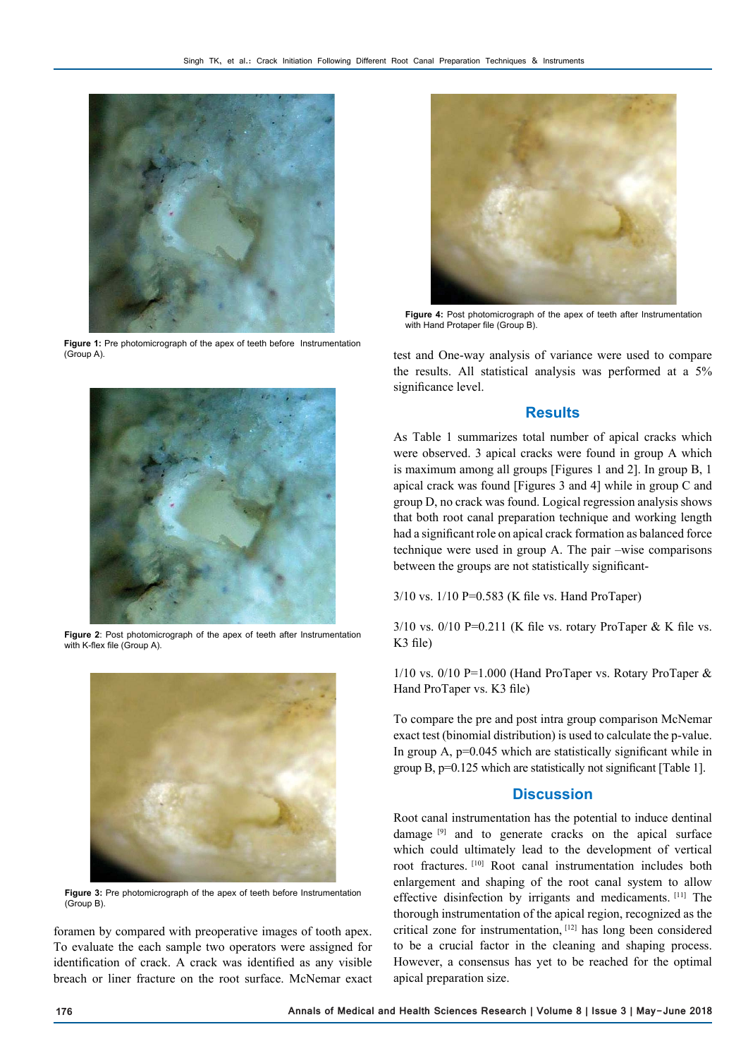Figure 1: Pre photomicrograph of the apex of teeth before Instrumentation (Group A).

Figure 2: Post photomicrograph of the apex of teeth after Instrumentation with K-flex file (Group A).

Figure 3: Pre photomicrograph of the apex of teeth before Instrumentation (Group B).

foramen by compared with preoperative images of tooth apex. To evaluate the each sample two operators were assigned for identification of crack. A crack was identified as any visible breach or liner fracture on the root surface. McNemar exact

Figure 4: Post photomicrograph of the apex of teeth after Instrumentation with Hand Protaper file (Group B).

test and One-way analysis of variance were used to compare the results. All statistical analysis was performed at a 5% significance level.

## Results

As Table 1 summarizes total number of apical cracks which were observed. 3 apical cracks were found in group A which is maximum among all groups [Figures 1 and 2]. In group B, 1 apical crack was found [Figures 3 and 4] while in group C and group D, no crack was found. Logical regression analysis shows that both root canal preparation technique and working length had a significant role on apical crack formation as balanced force technique were used in group A. The pair –wise comparisons between the groups are not statistically significant-

3/10 vs. 1/10 P=0.583 (K file vs. Hand ProTaper)

3/10 vs. 0/10 P=0.211 (K file vs. rotary ProTaper & K file vs. K3 file)

1/10 vs. 0/10 P=1.000 (Hand ProTaper vs. Rotary ProTaper & Hand ProTaper vs. K3 file)

To compare the pre and post intra group comparison McNemar exact test (binomial distribution) is used to calculate the p-value. In group A, p=0.045 which are statistically significant while in group B, p=0.125 which are statistically not significant [Table 1].

## Discussion

Root canal instrumentation has the potential to induce dentinal damage [9] and to generate cracks on the apical surface which could ultimately lead to the development of vertical root fractures. [10] Root canal instrumentation includes both enlargement and shaping of the root canal system to allow effective disinfection by irrigants and medicaments. [11] The thorough instrumentation of the apical region, recognized as the critical zone for instrumentation, [12] has long been considered to be a crucial factor in the cleaning and shaping process. However, a consensus has yet to be reached for the optimal apical preparation size.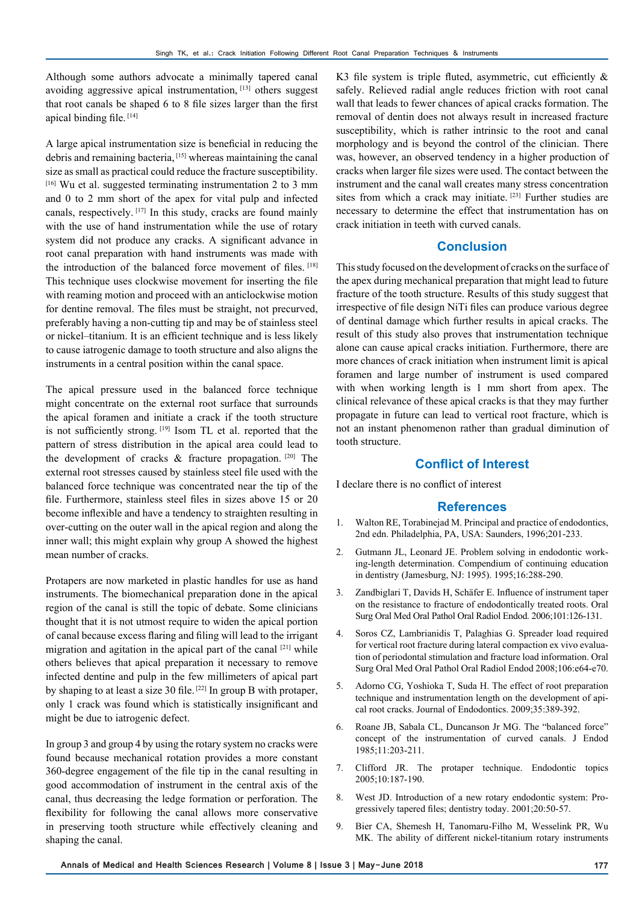Although some authors advocate a minimally tapered canal avoiding aggressive apical instrumentation, [13] others suggest that root canals be shaped 6 to 8 file sizes larger than the first apical binding file. [14]

A large apical instrumentation size is beneficial in reducing the debris and remaining bacteria, [15] whereas maintaining the canal size as small as practical could reduce the fracture susceptibility. [16] Wu et al. suggested terminating instrumentation 2 to 3 mm and 0 to 2 mm short of the apex for vital pulp and infected canals, respectively. [17] In this study, cracks are found mainly with the use of hand instrumentation while the use of rotary system did not produce any cracks. A significant advance in root canal preparation with hand instruments was made with the introduction of the balanced force movement of files. [18] This technique uses clockwise movement for inserting the file with reaming motion and proceed with an anticlockwise motion for dentine removal. The files must be straight, not precurved, preferably having a non-cutting tip and may be of stainless steel or nickel–titanium. It is an efficient technique and is less likely to cause iatrogenic damage to tooth structure and also aligns the instruments in a central position within the canal space.

The apical pressure used in the balanced force technique might concentrate on the external root surface that surrounds the apical foramen and initiate a crack if the tooth structure is not sufficiently strong. [19] Isom TL et al. reported that the pattern of stress distribution in the apical area could lead to the development of cracks & fracture propagation. [20] The external root stresses caused by stainless steel file used with the balanced force technique was concentrated near the tip of the file. Furthermore, stainless steel files in sizes above 15 or 20 become inflexible and have a tendency to straighten resulting in over-cutting on the outer wall in the apical region and along the inner wall; this might explain why group A showed the highest mean number of cracks.

Protapers are now marketed in plastic handles for use as hand instruments. The biomechanical preparation done in the apical region of the canal is still the topic of debate. Some clinicians thought that it is not utmost require to widen the apical portion of canal because excess flaring and filing will lead to the irrigant migration and agitation in the apical part of the canal [21] while others believes that apical preparation it necessary to remove infected dentine and pulp in the few millimeters of apical part by shaping to at least a size 30 file. [22] In group B with protaper, only 1 crack was found which is statistically insignificant and might be due to iatrogenic defect.

In group 3 and group 4 by using the rotary system no cracks were found because mechanical rotation provides a more constant 360-degree engagement of the file tip in the canal resulting in good accommodation of instrument in the central axis of the canal, thus decreasing the ledge formation or perforation. The flexibility for following the canal allows more conservative in preserving tooth structure while effectively cleaning and shaping the canal.

K3 file system is triple fluted, asymmetric, cut efficiently & safely. Relieved radial angle reduces friction with root canal wall that leads to fewer chances of apical cracks formation. The removal of dentin does not always result in increased fracture susceptibility, which is rather intrinsic to the root and canal morphology and is beyond the control of the clinician. There was, however, an observed tendency in a higher production of cracks when larger file sizes were used. The contact between the instrument and the canal wall creates many stress concentration sites from which a crack may initiate. [23] Further studies are necessary to determine the effect that instrumentation has on crack initiation in teeth with curved canals.

## Conclusion

This study focused on the development of cracks on the surface of the apex during mechanical preparation that might lead to future fracture of the tooth structure. Results of this study suggest that irrespective of file design NiTi files can produce various degree of dentinal damage which further results in apical cracks. The result of this study also proves that instrumentation technique alone can cause apical cracks initiation. Furthermore, there are more chances of crack initiation when instrument limit is apical foramen and large number of instrument is used compared with when working length is 1 mm short from apex. The clinical relevance of these apical cracks is that they may further propagate in future can lead to vertical root fracture, which is not an instant phenomenon rather than gradual diminution of tooth structure.

## Conflict of Interest

I declare there is no conflict of interest

## References

1. Walton RE, Torabinejad M. Principal and practice of endodontics, 2nd edn. Philadelphia, PA, USA: Saunders, 1996;201-233.
2. Gutmann JL, Leonard JE. Problem solving in endodontic working-length determination. Compendium of continuing education in dentistry (Jamesburg, NJ: 1995). 1995;16:288-290.
3. Zandbiglari T, Davids H, Schäfer E. Influence of instrument taper on the resistance to fracture of endodontically treated roots. Oral Surg Oral Med Oral Pathol Oral Radiol Endod. 2006;101:126-131.
4. Soros CZ, Lambrianidis T, Palaghias G. Spreader load required for vertical root fracture during lateral compaction ex vivo evaluation of periodontal stimulation and fracture load information. Oral Surg Oral Med Oral Pathol Oral Radiol Endod 2008;106:e64-e70.
5. Adorno CG, Yoshioka T, Suda H. The effect of root preparation technique and instrumentation length on the development of apical root cracks. Journal of Endodontics. 2009;35:389-392.
6. Roane JB, Sabala CL, Duncanson Jr MG. The "balanced force" concept of the instrumentation of curved canals. J Endod 1985;11:203-211.
7. Clifford JR. The protaper technique. Endodontic topics 2005;10:187-190.
8. West JD. Introduction of a new rotary endodontic system: Progressively tapered files; dentistry today. 2001;20:50-57.
9. Bier CA, Shemesh H, Tanomaru-Filho M, Wesselink PR, Wu MK. The ability of different nickel-titanium rotary instruments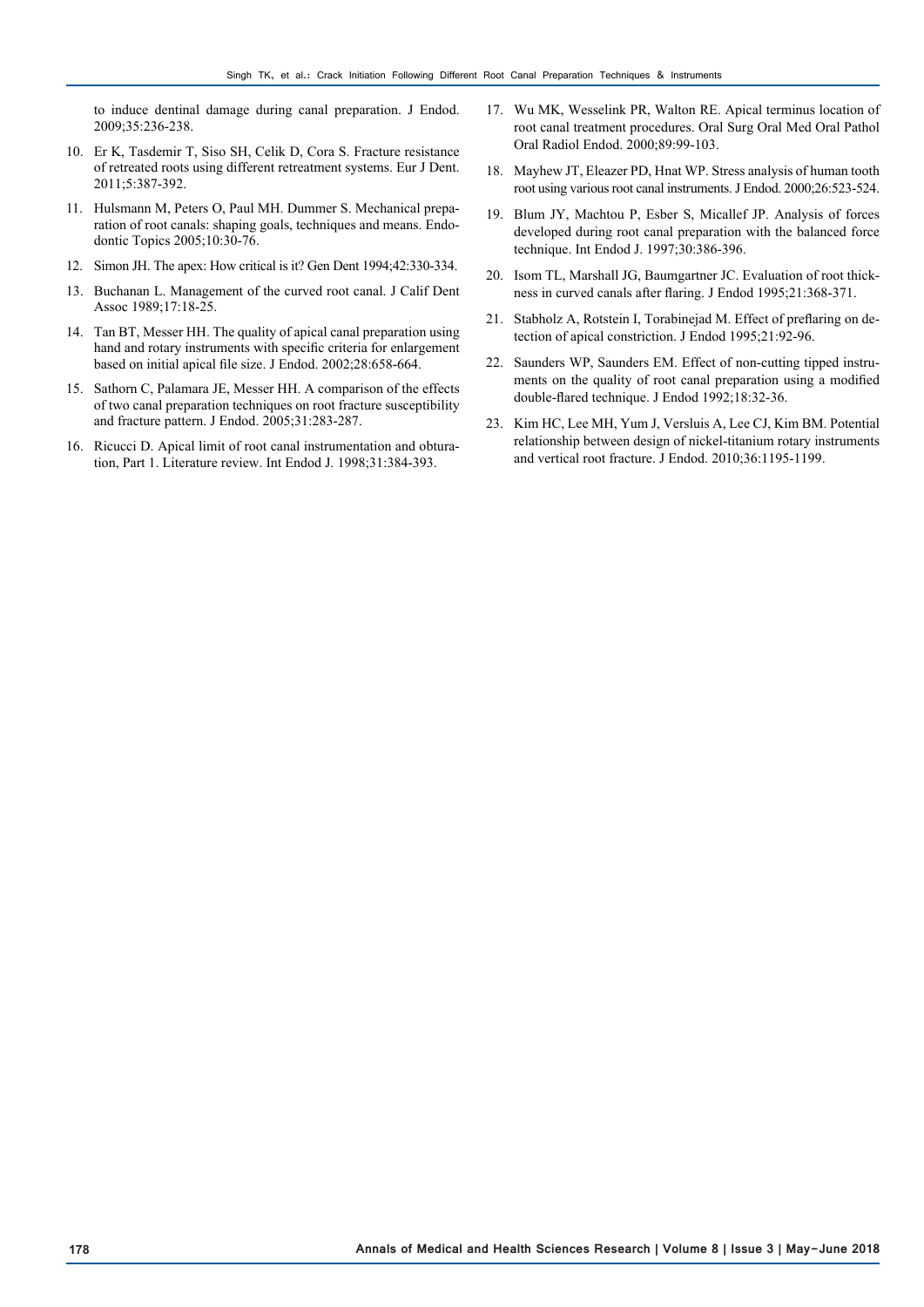to induce dentinal damage during canal preparation. J Endod. 2009;35:236-238.

10. Er K, Tasdemir T, Siso SH, Celik D, Cora S. Fracture resistance of retreated roots using different retreatment systems. Eur J Dent. 2011;5:387-392.
11. Hulsmann M, Peters O, Paul MH. Dummer S. Mechanical preparation of root canals: shaping goals, techniques and means. Endodontic Topics 2005;10:30-76.
12. Simon JH. The apex: How critical is it? Gen Dent 1994;42:330-334.
13. Buchanan L. Management of the curved root canal. J Calif Dent Assoc 1989;17:18-25.
14. Tan BT, Messer HH. The quality of apical canal preparation using hand and rotary instruments with specific criteria for enlargement based on initial apical file size. J Endod. 2002;28:658-664.
15. Sathorn C, Palamara JE, Messer HH. A comparison of the effects of two canal preparation techniques on root fracture susceptibility and fracture pattern. J Endod. 2005;31:283-287.
16. Ricucci D. Apical limit of root canal instrumentation and obturation, Part 1. Literature review. Int Endod J. 1998;31:384-393.
17. Wu MK, Wesselink PR, Walton RE. Apical terminus location of root canal treatment procedures. Oral Surg Oral Med Oral Pathol Oral Radiol Endod. 2000;89:99-103.
18. Mayhew JT, Eleazer PD, Hnat WP. Stress analysis of human tooth root using various root canal instruments. J Endod. 2000;26:523-524.
19. Blum JY, Machtou P, Esber S, Micallef JP. Analysis of forces developed during root canal preparation with the balanced force technique. Int Endod J. 1997;30:386-396.
20. Isom TL, Marshall JG, Baumgartner JC. Evaluation of root thickness in curved canals after flaring. J Endod 1995;21:368-371.
21. Stabholz A, Rotstein I, Torabinejad M. Effect of preflaring on detection of apical constriction. J Endod 1995;21:92-96.
22. Saunders WP, Saunders EM. Effect of non-cutting tipped instruments on the quality of root canal preparation using a modified double-flared technique. J Endod 1992;18:32-36.
23. Kim HC, Lee MH, Yum J, Versluis A, Lee CJ, Kim BM. Potential relationship between design of nickel-titanium rotary instruments and vertical root fracture. J Endod. 2010;36:1195-1199.